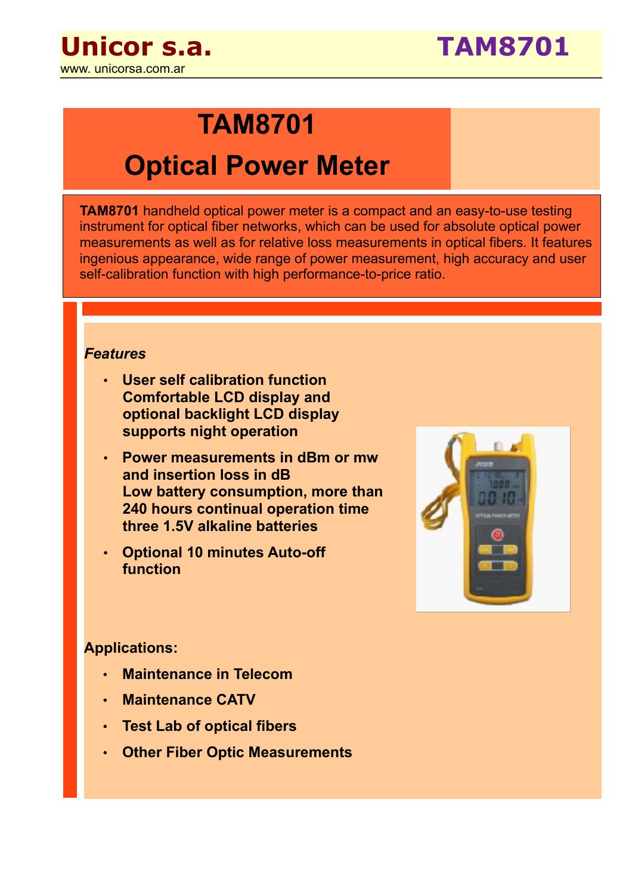# Unicor s.a.

www. unicorsa.com.ar

# TAM8701

## TAM8701
## Optical Power Meter

**TAM8701** handheld optical power meter is a compact and an easy-to-use testing instrument for optical fiber networks, which can be used for absolute optical power measurements as well as for relative loss measurements in optical fibers. It features ingenious appearance, wide range of power measurement, high accuracy and user self-calibration function with high performance-to-price ratio.

### *Features*

- **User self calibration function Comfortable LCD display and optional backlight LCD display supports night operation**
- **Power measurements in dBm or mw and insertion loss in dB Low battery consumption, more than 240 hours continual operation time three 1.5V alkaline batteries**
- **Optional 10 minutes Auto-off function**

### Applications:

- **Maintenance in Telecom**
- **Maintenance CATV**
- **Test Lab of optical fibers**
- **Other Fiber Optic Measurements**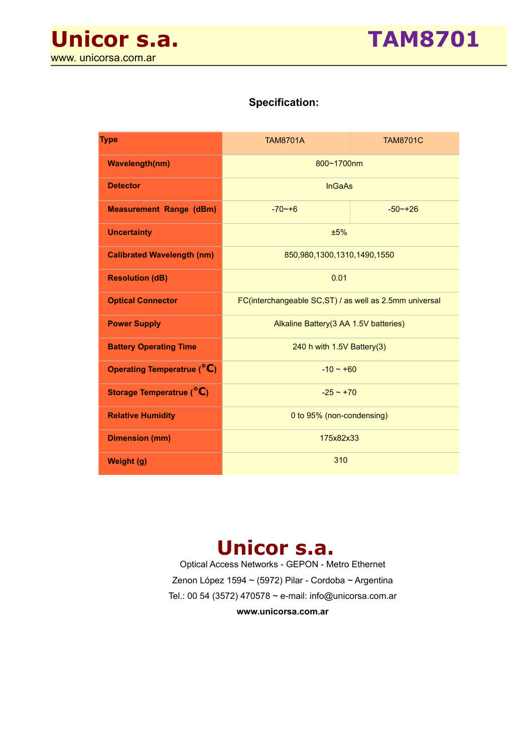### Specification:

| Type | TAM8701A | TAM8701C |
| --- | --- | --- |
| Wavelength(nm) | 800~1700nm | |
| Detector | InGaAs | |
| Measurement Range (dBm) | -70~+6 | -50~+26 |
| Uncertainty | ±5% | |
| Calibrated Wavelength (nm) | 850,980,1300,1310,1490,1550 | |
| Resolution (dB) | 0.01 | |
| Optical Connector | FC(interchangeable SC,ST) / as well as 2.5mm universal | |
| Power Supply | Alkaline Battery(3 AA 1.5V batteries) | |
| Battery Operating Time | 240 h with 1.5V Battery(3) | |
| Operating Temperatrue (℃) | -10 ~ +60 | |
| Storage Temperatrue (℃) | -25 ~ +70 | |
| Relative Humidity | 0 to 95% (non-condensing) | |
| Dimension (mm) | 175x82x33 | |
| Weight (g) | 310 | |

# Unicor s.a.

Optical Access Networks - GEPON - Metro Ethernet

Zenon López 1594 ~ (5972) Pilar - Cordoba ~ Argentina

Tel.: 00 54 (3572) 470578 ~ e-mail: info@unicorsa.com.ar

**www.unicorsa.com.ar**